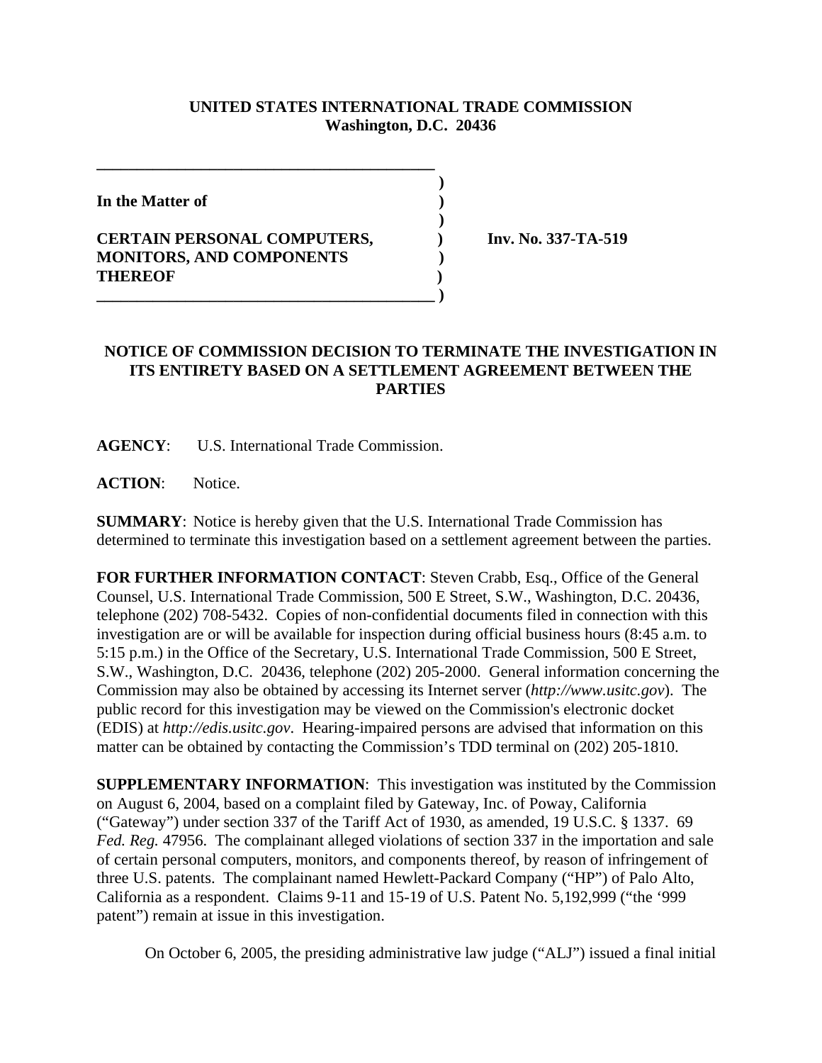**UNITED STATES INTERNATIONAL TRADE COMMISSION**
**Washington, D.C. 20436**

**In the Matter of**

**CERTAIN PERSONAL COMPUTERS, MONITORS, AND COMPONENTS THEREOF**

**Inv. No. 337-TA-519**

**NOTICE OF COMMISSION DECISION TO TERMINATE THE INVESTIGATION IN ITS ENTIRETY BASED ON A SETTLEMENT AGREEMENT BETWEEN THE PARTIES**

**AGENCY**: U.S. International Trade Commission.

**ACTION**: Notice.

**SUMMARY**: Notice is hereby given that the U.S. International Trade Commission has determined to terminate this investigation based on a settlement agreement between the parties.

**FOR FURTHER INFORMATION CONTACT**: Steven Crabb, Esq., Office of the General Counsel, U.S. International Trade Commission, 500 E Street, S.W., Washington, D.C. 20436, telephone (202) 708-5432. Copies of non-confidential documents filed in connection with this investigation are or will be available for inspection during official business hours (8:45 a.m. to 5:15 p.m.) in the Office of the Secretary, U.S. International Trade Commission, 500 E Street, S.W., Washington, D.C. 20436, telephone (202) 205-2000. General information concerning the Commission may also be obtained by accessing its Internet server (*http://www.usitc.gov*). The public record for this investigation may be viewed on the Commission's electronic docket (EDIS) at *http://edis.usitc.gov*. Hearing-impaired persons are advised that information on this matter can be obtained by contacting the Commission's TDD terminal on (202) 205-1810.

**SUPPLEMENTARY INFORMATION**: This investigation was instituted by the Commission on August 6, 2004, based on a complaint filed by Gateway, Inc. of Poway, California ("Gateway") under section 337 of the Tariff Act of 1930, as amended, 19 U.S.C. § 1337. 69 *Fed. Reg.* 47956. The complainant alleged violations of section 337 in the importation and sale of certain personal computers, monitors, and components thereof, by reason of infringement of three U.S. patents. The complainant named Hewlett-Packard Company ("HP") of Palo Alto, California as a respondent. Claims 9-11 and 15-19 of U.S. Patent No. 5,192,999 ("the '999 patent") remain at issue in this investigation.

On October 6, 2005, the presiding administrative law judge ("ALJ") issued a final initial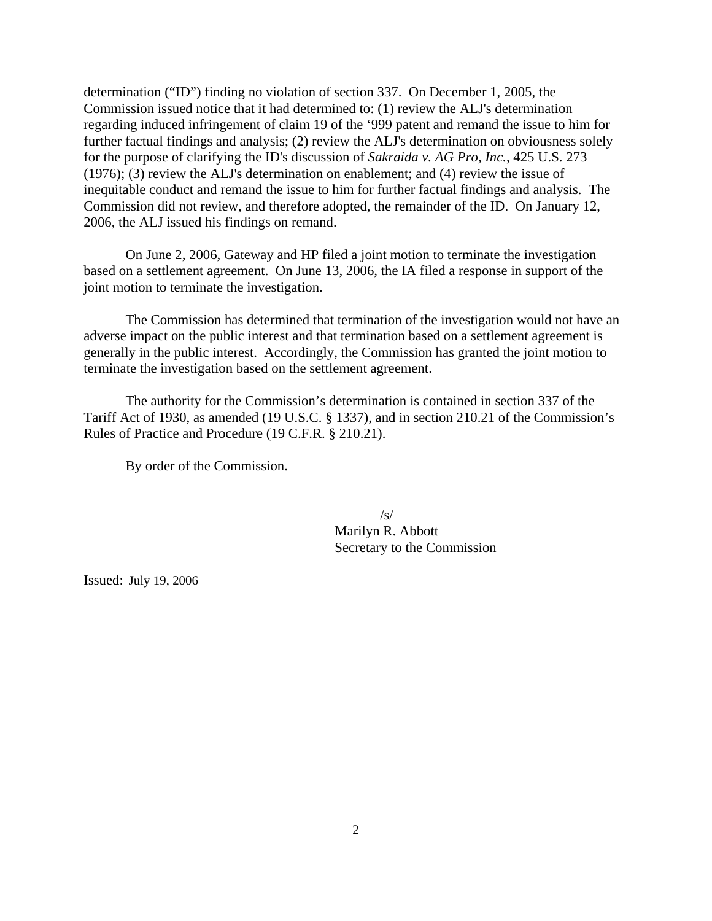determination ("ID") finding no violation of section 337. On December 1, 2005, the Commission issued notice that it had determined to: (1) review the ALJ's determination regarding induced infringement of claim 19 of the '999 patent and remand the issue to him for further factual findings and analysis; (2) review the ALJ's determination on obviousness solely for the purpose of clarifying the ID's discussion of *Sakraida v. AG Pro, Inc.*, 425 U.S. 273 (1976); (3) review the ALJ's determination on enablement; and (4) review the issue of inequitable conduct and remand the issue to him for further factual findings and analysis. The Commission did not review, and therefore adopted, the remainder of the ID. On January 12, 2006, the ALJ issued his findings on remand.

On June 2, 2006, Gateway and HP filed a joint motion to terminate the investigation based on a settlement agreement. On June 13, 2006, the IA filed a response in support of the joint motion to terminate the investigation.

The Commission has determined that termination of the investigation would not have an adverse impact on the public interest and that termination based on a settlement agreement is generally in the public interest. Accordingly, the Commission has granted the joint motion to terminate the investigation based on the settlement agreement.

The authority for the Commission's determination is contained in section 337 of the Tariff Act of 1930, as amended (19 U.S.C. § 1337), and in section 210.21 of the Commission's Rules of Practice and Procedure (19 C.F.R. § 210.21).

By order of the Commission.

/s/
Marilyn R. Abbott
Secretary to the Commission

Issued: July 19, 2006